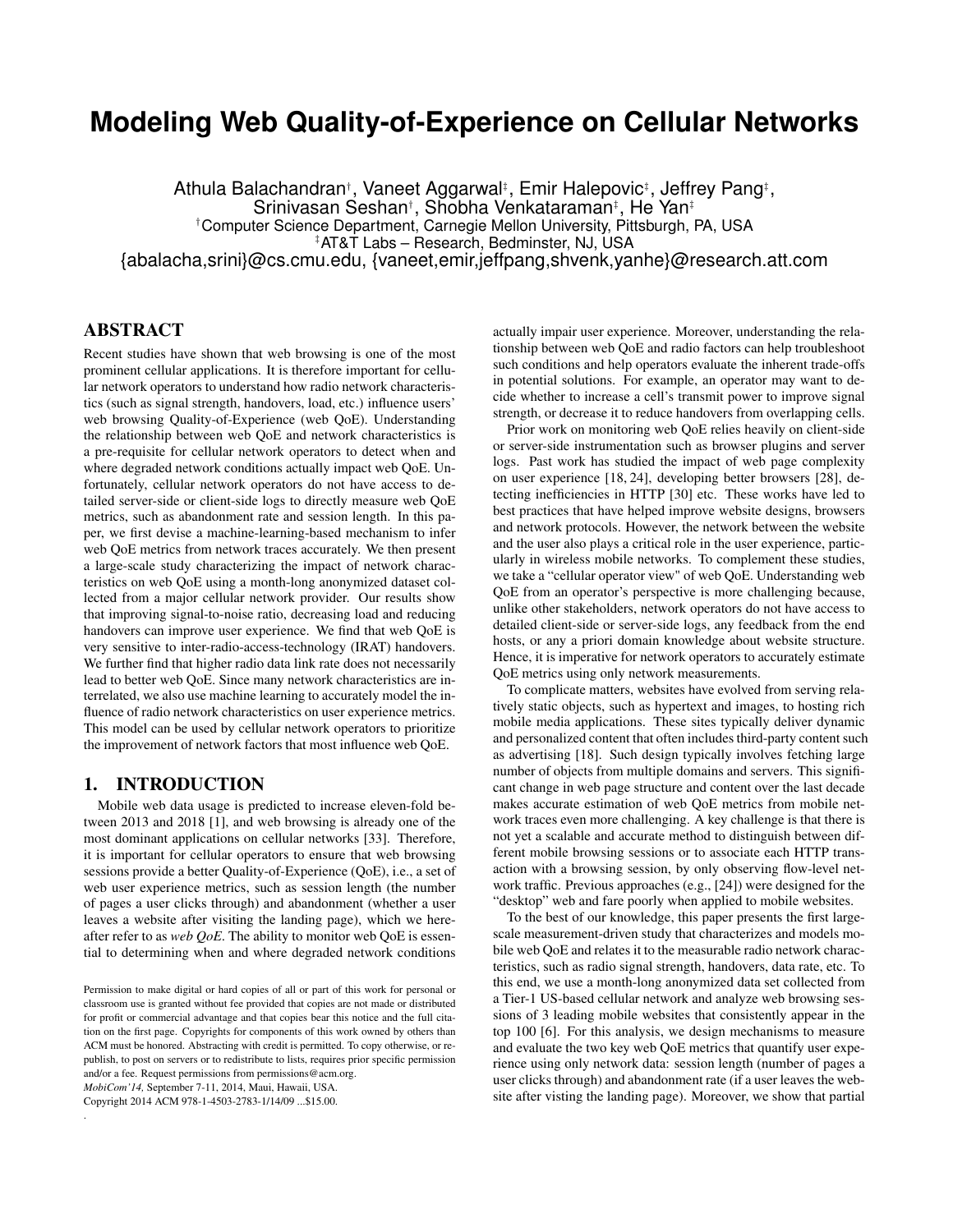# Modeling Web Quality-of-Experience on Cellular Networks

Athula Balachandran[†], Vaneet Aggarwal[‡], Emir Halepovic[‡], Jeffrey Pang[‡], Srinivasan Seshan[†], Shobha Venkataraman[‡], He Yan[‡]

[†]Computer Science Department, Carnegie Mellon University, Pittsburgh, PA, USA

[‡]AT&T Labs – Research, Bedminster, NJ, USA

{abalacha,srini}@cs.cmu.edu, {vaneet,emir,jeffpang,shvenk,yanhe}@research.att.com

## ABSTRACT

Recent studies have shown that web browsing is one of the most prominent cellular applications. It is therefore important for cellular network operators to understand how radio network characteristics (such as signal strength, handovers, load, etc.) influence users' web browsing Quality-of-Experience (web QoE). Understanding the relationship between web QoE and network characteristics is a pre-requisite for cellular network operators to detect when and where degraded network conditions actually impact web QoE. Unfortunately, cellular network operators do not have access to detailed server-side or client-side logs to directly measure web QoE metrics, such as abandonment rate and session length. In this paper, we first devise a machine-learning-based mechanism to infer web QoE metrics from network traces accurately. We then present a large-scale study characterizing the impact of network characteristics on web QoE using a month-long anonymized dataset collected from a major cellular network provider. Our results show that improving signal-to-noise ratio, decreasing load and reducing handovers can improve user experience. We find that web QoE is very sensitive to inter-radio-access-technology (IRAT) handovers. We further find that higher radio data link rate does not necessarily lead to better web QoE. Since many network characteristics are interrelated, we also use machine learning to accurately model the influence of radio network characteristics on user experience metrics. This model can be used by cellular network operators to prioritize the improvement of network factors that most influence web QoE.

## 1. INTRODUCTION

Mobile web data usage is predicted to increase eleven-fold between 2013 and 2018 [1], and web browsing is already one of the most dominant applications on cellular networks [33]. Therefore, it is important for cellular operators to ensure that web browsing sessions provide a better Quality-of-Experience (QoE), i.e., a set of web user experience metrics, such as session length (the number of pages a user clicks through) and abandonment (whether a user leaves a website after visiting the landing page), which we hereafter refer to as *web QoE*. The ability to monitor web QoE is essential to determining when and where degraded network conditions actually impair user experience. Moreover, understanding the relationship between web QoE and radio factors can help troubleshoot such conditions and help operators evaluate the inherent trade-offs in potential solutions. For example, an operator may want to decide whether to increase a cell's transmit power to improve signal strength, or decrease it to reduce handovers from overlapping cells.

Prior work on monitoring web QoE relies heavily on client-side or server-side instrumentation such as browser plugins and server logs. Past work has studied the impact of web page complexity on user experience [18, 24], developing better browsers [28], detecting inefficiencies in HTTP [30] etc. These works have led to best practices that have helped improve website designs, browsers and network protocols. However, the network between the website and the user also plays a critical role in the user experience, particularly in wireless mobile networks. To complement these studies, we take a "cellular operator view" of web QoE. Understanding web QoE from an operator's perspective is more challenging because, unlike other stakeholders, network operators do not have access to detailed client-side or server-side logs, any feedback from the end hosts, or any a priori domain knowledge about website structure. Hence, it is imperative for network operators to accurately estimate QoE metrics using only network measurements.

To complicate matters, websites have evolved from serving relatively static objects, such as hypertext and images, to hosting rich mobile media applications. These sites typically deliver dynamic and personalized content that often includes third-party content such as advertising [18]. Such design typically involves fetching large number of objects from multiple domains and servers. This significant change in web page structure and content over the last decade makes accurate estimation of web QoE metrics from mobile network traces even more challenging. A key challenge is that there is not yet a scalable and accurate method to distinguish between different mobile browsing sessions or to associate each HTTP transaction with a browsing session, by only observing flow-level network traffic. Previous approaches (e.g., [24]) were designed for the "desktop" web and fare poorly when applied to mobile websites.

To the best of our knowledge, this paper presents the first large-scale measurement-driven study that characterizes and models mobile web QoE and relates it to the measurable radio network characteristics, such as radio signal strength, handovers, data rate, etc. To this end, we use a month-long anonymized data set collected from a Tier-1 US-based cellular network and analyze web browsing sessions of 3 leading mobile websites that consistently appear in the top 100 [6]. For this analysis, we design mechanisms to measure and evaluate the two key web QoE metrics that quantify user experience using only network data: session length (number of pages a user clicks through) and abandonment rate (if a user leaves the website after visting the landing page). Moreover, we show that partial

Permission to make digital or hard copies of all or part of this work for personal or classroom use is granted without fee provided that copies are not made or distributed for profit or commercial advantage and that copies bear this notice and the full citation on the first page. Copyrights for components of this work owned by others than ACM must be honored. Abstracting with credit is permitted. To copy otherwise, or republish, to post on servers or to redistribute to lists, requires prior specific permission and/or a fee. Request permissions from permissions@acm.org.

*MobiCom'14,* September 7-11, 2014, Maui, Hawaii, USA.

Copyright 2014 ACM 978-1-4503-2783-1/14/09 ...$15.00.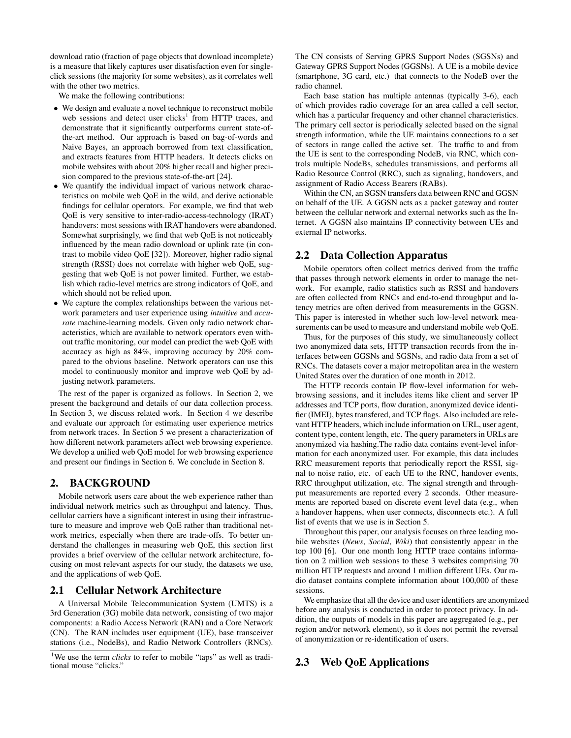download ratio (fraction of page objects that download incomplete) is a measure that likely captures user disatisfaction even for single-click sessions (the majority for some websites), as it correlates well with the other two metrics.

We make the following contributions:

- We design and evaluate a novel technique to reconstruct mobile web sessions and detect user clicks[1] from HTTP traces, and demonstrate that it significantly outperforms current state-of-the-art method. Our approach is based on bag-of-words and Naive Bayes, an approach borrowed from text classification, and extracts features from HTTP headers. It detects clicks on mobile websites with about 20% higher recall and higher precision compared to the previous state-of-the-art [24].
- We quantify the individual impact of various network characteristics on mobile web QoE in the wild, and derive actionable findings for cellular operators. For example, we find that web QoE is very sensitive to inter-radio-access-technology (IRAT) handovers: most sessions with IRAT handovers were abandoned. Somewhat surprisingly, we find that web QoE is not noticeably influenced by the mean radio download or uplink rate (in contrast to mobile video QoE [32]). Moreover, higher radio signal strength (RSSI) does not correlate with higher web QoE, suggesting that web QoE is not power limited. Further, we establish which radio-level metrics are strong indicators of QoE, and which should not be relied upon.
- We capture the complex relationships between the various network parameters and user experience using *intuitive* and *accurate* machine-learning models. Given only radio network characteristics, which are available to network operators even without traffic monitoring, our model can predict the web QoE with accuracy as high as 84%, improving accuracy by 20% compared to the obvious baseline. Network operators can use this model to continuously monitor and improve web QoE by adjusting network parameters.

The rest of the paper is organized as follows. In Section 2, we present the background and details of our data collection process. In Section 3, we discuss related work. In Section 4 we describe and evaluate our approach for estimating user experience metrics from network traces. In Section 5 we present a characterization of how different network parameters affect web browsing experience. We develop a unified web QoE model for web browsing experience and present our findings in Section 6. We conclude in Section 8.

## 2. BACKGROUND

Mobile network users care about the web experience rather than individual network metrics such as throughput and latency. Thus, cellular carriers have a significant interest in using their infrastructure to measure and improve web QoE rather than traditional network metrics, especially when there are trade-offs. To better understand the challenges in measuring web QoE, this section first provides a brief overview of the cellular network architecture, focusing on most relevant aspects for our study, the datasets we use, and the applications of web QoE.

### 2.1 Cellular Network Architecture

A Universal Mobile Telecommunication System (UMTS) is a 3rd Generation (3G) mobile data network, consisting of two major components: a Radio Access Network (RAN) and a Core Network (CN). The RAN includes user equipment (UE), base transceiver stations (i.e., NodeBs), and Radio Network Controllers (RNCs). The CN consists of Serving GPRS Support Nodes (SGSNs) and Gateway GPRS Support Nodes (GGSNs). A UE is a mobile device (smartphone, 3G card, etc.) that connects to the NodeB over the radio channel.

Each base station has multiple antennas (typically 3-6), each of which provides radio coverage for an area called a cell sector, which has a particular frequency and other channel characteristics. The primary cell sector is periodically selected based on the signal strength information, while the UE maintains connections to a set of sectors in range called the active set. The traffic to and from the UE is sent to the corresponding NodeB, via RNC, which controls multiple NodeBs, schedules transmissions, and performs all Radio Resource Control (RRC), such as signaling, handovers, and assignment of Radio Access Bearers (RABs).

Within the CN, an SGSN transfers data between RNC and GGSN on behalf of the UE. A GGSN acts as a packet gateway and router between the cellular network and external networks such as the Internet. A GGSN also maintains IP connectivity between UEs and external IP networks.

### 2.2 Data Collection Apparatus

Mobile operators often collect metrics derived from the traffic that passes through network elements in order to manage the network. For example, radio statistics such as RSSI and handovers are often collected from RNCs and end-to-end throughput and latency metrics are often derived from measurements in the GGSN. This paper is interested in whether such low-level network measurements can be used to measure and understand mobile web QoE.

Thus, for the purposes of this study, we simultaneously collect two anonymized data sets, HTTP transaction records from the interfaces between GGSNs and SGSNs, and radio data from a set of RNCs. The datasets cover a major metropolitan area in the western United States over the duration of one month in 2012.

The HTTP records contain IP flow-level information for web-browsing sessions, and it includes items like client and server IP addresses and TCP ports, flow duration, anonymized device identifier (IMEI), bytes transfered, and TCP flags. Also included are relevant HTTP headers, which include information on URL, user agent, content type, content length, etc. The query parameters in URLs are anonymized via hashing.The radio data contains event-level information for each anonymized user. For example, this data includes RRC measurement reports that periodically report the RSSI, signal to noise ratio, etc. of each UE to the RNC, handover events, RRC throughput utilization, etc. The signal strength and throughput measurements are reported every 2 seconds. Other measurements are reported based on discrete event level data (e.g., when a handover happens, when user connects, disconnects etc.). A full list of events that we use is in Section 5.

Throughout this paper, our analysis focuses on three leading mobile websites (*News*, *Social*, *Wiki*) that consistently appear in the top 100 [6]. Our one month long HTTP trace contains information on 2 million web sessions to these 3 websites comprising 70 million HTTP requests and around 1 million different UEs. Our radio dataset contains complete information about 100,000 of these sessions.

We emphasize that all the device and user identifiers are anonymized before any analysis is conducted in order to protect privacy. In addition, the outputs of models in this paper are aggregated (e.g., per region and/or network element), so it does not permit the reversal of anonymization or re-identification of users.

### 2.3 Web QoE Applications

[1]We use the term *clicks* to refer to mobile "taps" as well as traditional mouse "clicks."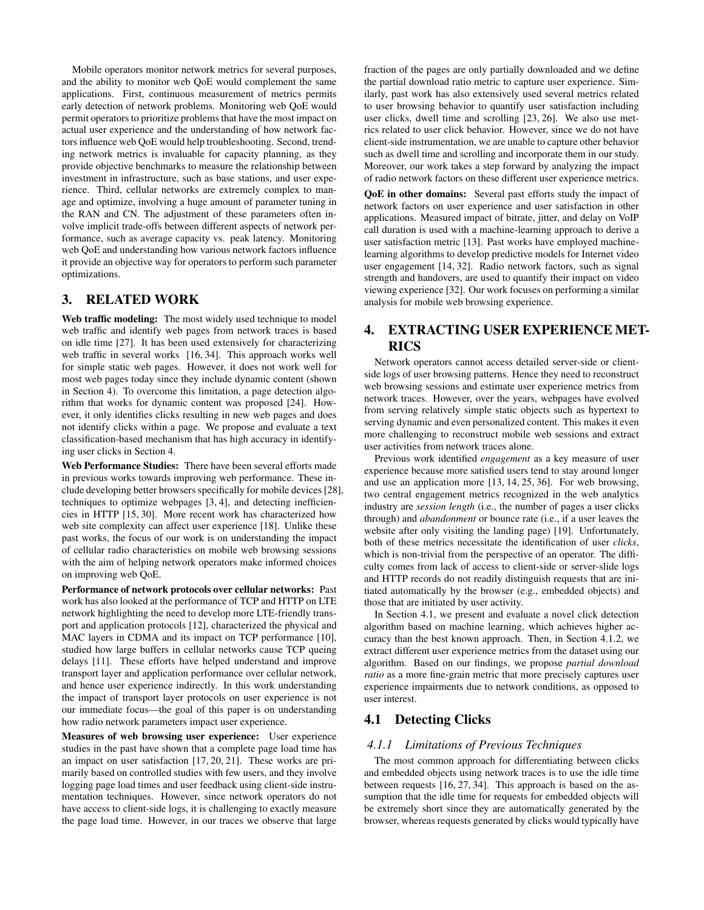Mobile operators monitor network metrics for several purposes, and the ability to monitor web QoE would complement the same applications. First, continuous measurement of metrics permits early detection of network problems. Monitoring web QoE would permit operators to prioritize problems that have the most impact on actual user experience and the understanding of how network factors influence web QoE would help troubleshooting. Second, trending network metrics is invaluable for capacity planning, as they provide objective benchmarks to measure the relationship between investment in infrastructure, such as base stations, and user experience. Third, cellular networks are extremely complex to manage and optimize, involving a huge amount of parameter tuning in the RAN and CN. The adjustment of these parameters often involve implicit trade-offs between different aspects of network performance, such as average capacity vs. peak latency. Monitoring web QoE and understanding how various network factors influence it provide an objective way for operators to perform such parameter optimizations.

## 3. RELATED WORK

**Web traffic modeling:** The most widely used technique to model web traffic and identify web pages from network traces is based on idle time [27]. It has been used extensively for characterizing web traffic in several works [16, 34]. This approach works well for simple static web pages. However, it does not work well for most web pages today since they include dynamic content (shown in Section 4). To overcome this limitation, a page detection algorithm that works for dynamic content was proposed [24]. However, it only identifies clicks resulting in new web pages and does not identify clicks within a page. We propose and evaluate a text classification-based mechanism that has high accuracy in identifying user clicks in Section 4.

**Web Performance Studies:** There have been several efforts made in previous works towards improving web performance. These include developing better browsers specifically for mobile devices [28], techniques to optimize webpages [3, 4], and detecting inefficiencies in HTTP [15, 30]. More recent work has characterized how web site complexity can affect user experience [18]. Unlike these past works, the focus of our work is on understanding the impact of cellular radio characteristics on mobile web browsing sessions with the aim of helping network operators make informed choices on improving web QoE.

**Performance of network protocols over cellular networks:** Past work has also looked at the performance of TCP and HTTP on LTE network highlighting the need to develop more LTE-friendly transport and application protocols [12], characterized the physical and MAC layers in CDMA and its impact on TCP performance [10], studied how large buffers in cellular networks cause TCP queing delays [11]. These efforts have helped understand and improve transport layer and application performance over cellular network, and hence user experience indirectly. In this work understanding the impact of transport layer protocols on user experience is not our immediate focus—the goal of this paper is on understanding how radio network parameters impact user experience.

**Measures of web browsing user experience:** User experience studies in the past have shown that a complete page load time has an impact on user satisfaction [17, 20, 21]. These works are primarily based on controlled studies with few users, and they involve logging page load times and user feedback using client-side instrumentation techniques. However, since network operators do not have access to client-side logs, it is challenging to exactly measure the page load time. However, in our traces we observe that large fraction of the pages are only partially downloaded and we define the partial download ratio metric to capture user experience. Similarly, past work has also extensively used several metrics related to user browsing behavior to quantify user satisfaction including user clicks, dwell time and scrolling [23, 26]. We also use metrics related to user click behavior. However, since we do not have client-side instrumentation, we are unable to capture other behavior such as dwell time and scrolling and incorporate them in our study. Moreover, our work takes a step forward by analyzing the impact of radio network factors on these different user experience metrics.

**QoE in other domains:** Several past efforts study the impact of network factors on user experience and user satisfaction in other applications. Measured impact of bitrate, jitter, and delay on VoIP call duration is used with a machine-learning approach to derive a user satisfaction metric [13]. Past works have employed machine-learning algorithms to develop predictive models for Internet video user engagement [14, 32]. Radio network factors, such as signal strength and handovers, are used to quantify their impact on video viewing experience [32]. Our work focuses on performing a similar analysis for mobile web browsing experience.

## 4. EXTRACTING USER EXPERIENCE METRICS

Network operators cannot access detailed server-side or client-side logs of user browsing patterns. Hence they need to reconstruct web browsing sessions and estimate user experience metrics from network traces. However, over the years, webpages have evolved from serving relatively simple static objects such as hypertext to serving dynamic and even personalized content. This makes it even more challenging to reconstruct mobile web sessions and extract user activities from network traces alone.

Previous work identified *engagement* as a key measure of user experience because more satisfied users tend to stay around longer and use an application more [13, 14, 25, 36]. For web browsing, two central engagement metrics recognized in the web analytics industry are *session length* (i.e., the number of pages a user clicks through) and *abandonment* or bounce rate (i.e., if a user leaves the website after only visiting the landing page) [19]. Unfortunately, both of these metrics necessitate the identification of user *clicks*, which is non-trivial from the perspective of an operator. The difficulty comes from lack of access to client-side or server-slide logs and HTTP records do not readily distinguish requests that are initiated automatically by the browser (e.g., embedded objects) and those that are initiated by user activity.

In Section 4.1, we present and evaluate a novel click detection algorithm based on machine learning, which achieves higher accuracy than the best known approach. Then, in Section 4.1.2, we extract different user experience metrics from the dataset using our algorithm. Based on our findings, we propose *partial download ratio* as a more fine-grain metric that more precisely captures user experience impairments due to network conditions, as opposed to user interest.

### 4.1 Detecting Clicks

#### *4.1.1 Limitations of Previous Techniques*

The most common approach for differentiating between clicks and embedded objects using network traces is to use the idle time between requests [16, 27, 34]. This approach is based on the assumption that the idle time for requests for embedded objects will be extremely short since they are automatically generated by the browser, whereas requests generated by clicks would typically have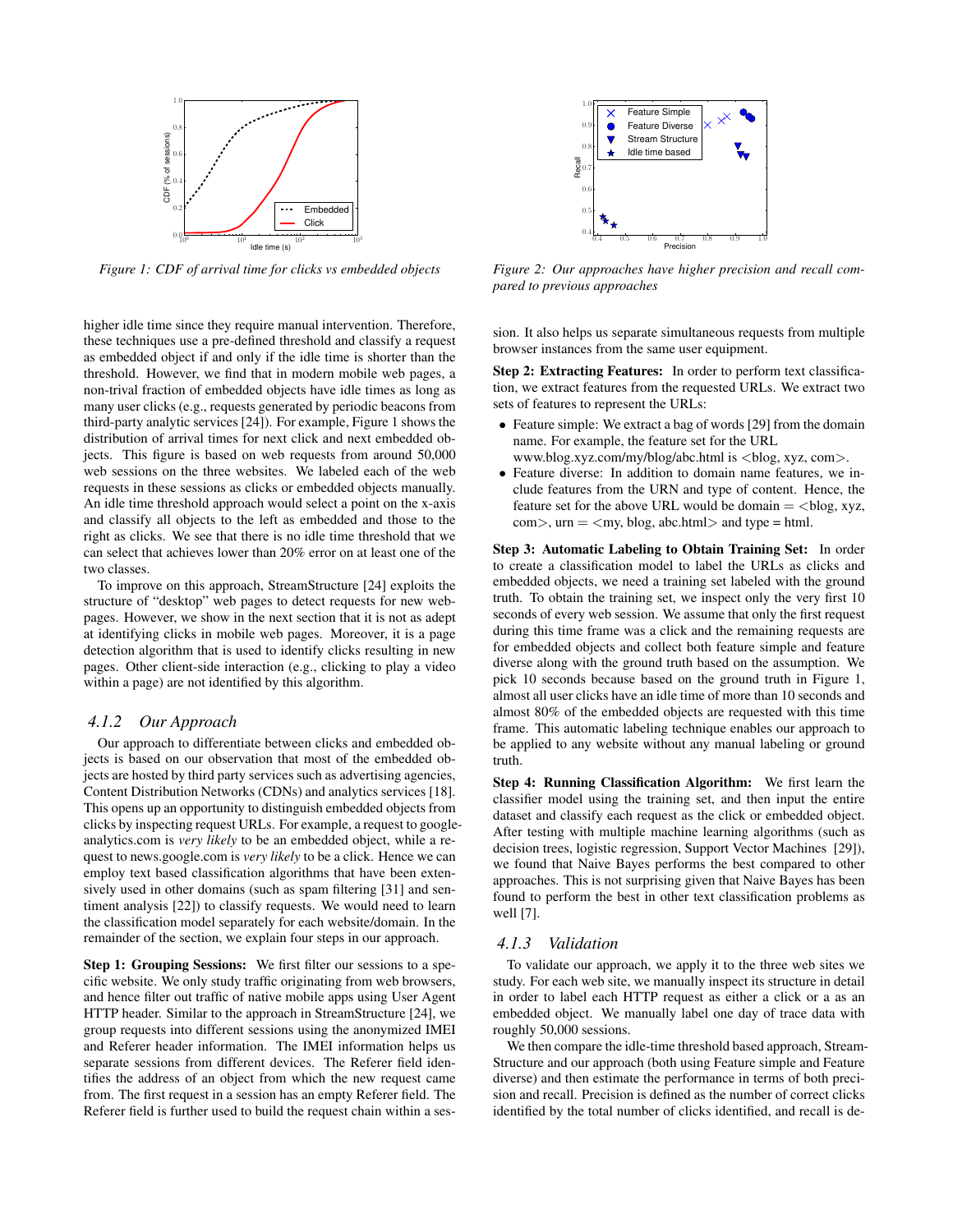Figure 1: CDF of arrival time for clicks vs embedded objects

Figure 2: Our approaches have higher precision and recall compared to previous approaches

higher idle time since they require manual intervention. Therefore, these techniques use a pre-defined threshold and classify a request as embedded object if and only if the idle time is shorter than the threshold. However, we find that in modern mobile web pages, a non-trival fraction of embedded objects have idle times as long as many user clicks (e.g., requests generated by periodic beacons from third-party analytic services [24]). For example, Figure 1 shows the distribution of arrival times for next click and next embedded objects. This figure is based on web requests from around 50,000 web sessions on the three websites. We labeled each of the web requests in these sessions as clicks or embedded objects manually. An idle time threshold approach would select a point on the x-axis and classify all objects to the left as embedded and those to the right as clicks. We see that there is no idle time threshold that we can select that achieves lower than 20% error on at least one of the two classes.

To improve on this approach, StreamStructure [24] exploits the structure of "desktop" web pages to detect requests for new webpages. However, we show in the next section that it is not as adept at identifying clicks in mobile web pages. Moreover, it is a page detection algorithm that is used to identify clicks resulting in new pages. Other client-side interaction (e.g., clicking to play a video within a page) are not identified by this algorithm.

### 4.1.2 Our Approach

Our approach to differentiate between clicks and embedded objects is based on our observation that most of the embedded objects are hosted by third party services such as advertising agencies, Content Distribution Networks (CDNs) and analytics services [18]. This opens up an opportunity to distinguish embedded objects from clicks by inspecting request URLs. For example, a request to google-analytics.com is *very likely* to be an embedded object, while a request to news.google.com is *very likely* to be a click. Hence we can employ text based classification algorithms that have been extensively used in other domains (such as spam filtering [31] and sentiment analysis [22]) to classify requests. We would need to learn the classification model separately for each website/domain. In the remainder of the section, we explain four steps in our approach.

**Step 1: Grouping Sessions:** We first filter our sessions to a specific website. We only study traffic originating from web browsers, and hence filter out traffic of native mobile apps using User Agent HTTP header. Similar to the approach in StreamStructure [24], we group requests into different sessions using the anonymized IMEI and Referer header information. The IMEI information helps us separate sessions from different devices. The Referer field identifies the address of an object from which the new request came from. The first request in a session has an empty Referer field. The Referer field is further used to build the request chain within a session. It also helps us separate simultaneous requests from multiple browser instances from the same user equipment.

**Step 2: Extracting Features:** In order to perform text classification, we extract features from the requested URLs. We extract two sets of features to represent the URLs:

- Feature simple: We extract a bag of words [29] from the domain name. For example, the feature set for the URL www.blog.xyz.com/my/blog/abc.html is <blog, xyz, com>.
- Feature diverse: In addition to domain name features, we include features from the URN and type of content. Hence, the feature set for the above URL would be domain = <blog, xyz, com>, urn = <my, blog, abc.html> and type = html.

**Step 3: Automatic Labeling to Obtain Training Set:** In order to create a classification model to label the URLs as clicks and embedded objects, we need a training set labeled with the ground truth. To obtain the training set, we inspect only the very first 10 seconds of every web session. We assume that only the first request during this time frame was a click and the remaining requests are for embedded objects and collect both feature simple and feature diverse along with the ground truth based on the assumption. We pick 10 seconds because based on the ground truth in Figure 1, almost all user clicks have an idle time of more than 10 seconds and almost 80% of the embedded objects are requested with this time frame. This automatic labeling technique enables our approach to be applied to any website without any manual labeling or ground truth.

**Step 4: Running Classification Algorithm:** We first learn the classifier model using the training set, and then input the entire dataset and classify each request as the click or embedded object. After testing with multiple machine learning algorithms (such as decision trees, logistic regression, Support Vector Machines [29]), we found that Naive Bayes performs the best compared to other approaches. This is not surprising given that Naive Bayes has been found to perform the best in other text classification problems as well [7].

### 4.1.3 Validation

To validate our approach, we apply it to the three web sites we study. For each web site, we manually inspect its structure in detail in order to label each HTTP request as either a click or a as an embedded object. We manually label one day of trace data with roughly 50,000 sessions.

We then compare the idle-time threshold based approach, StreamStructure and our approach (both using Feature simple and Feature diverse) and then estimate the performance in terms of both precision and recall. Precision is defined as the number of correct clicks identified by the total number of clicks identified, and recall is de-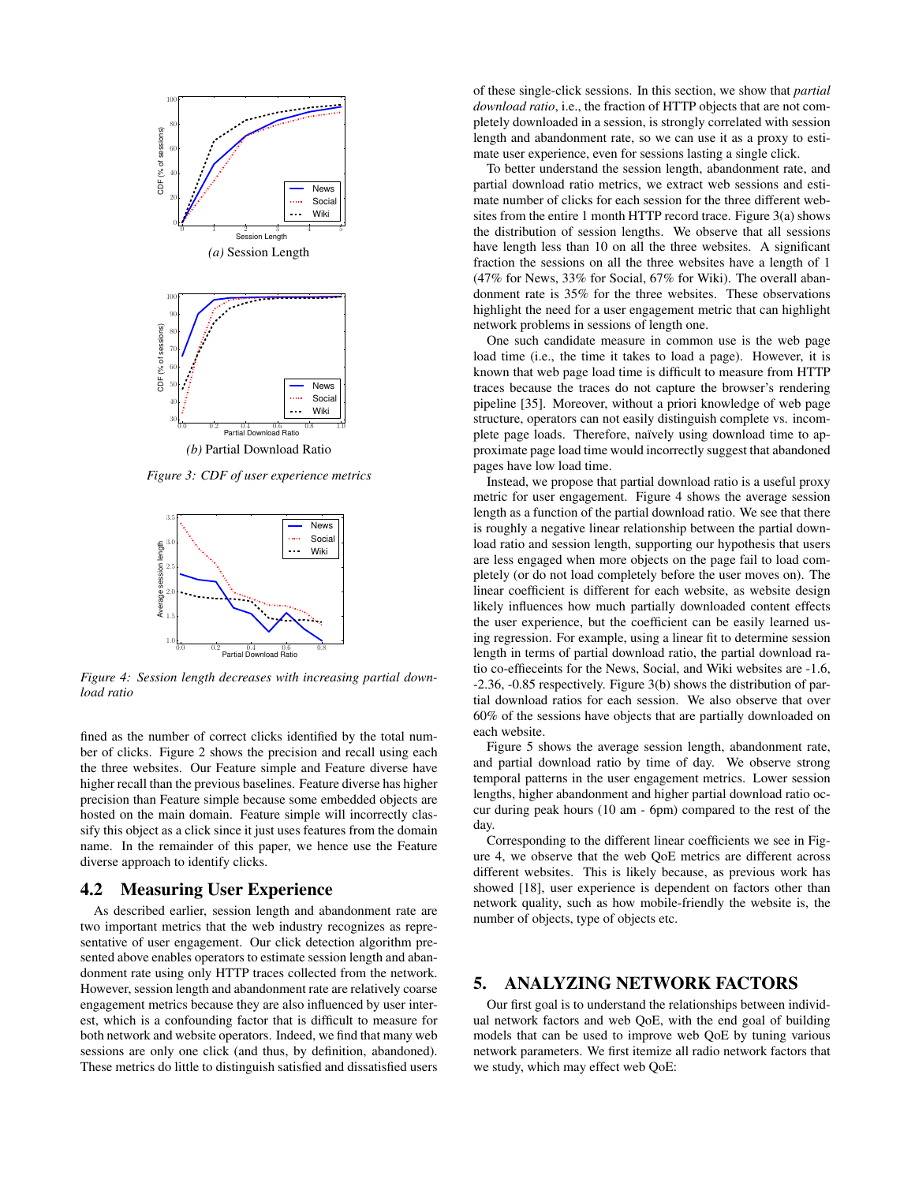*(a)* Session Length

*(b)* Partial Download Ratio

*Figure 3: CDF of user experience metrics*

*Figure 4: Session length decreases with increasing partial download ratio*

fined as the number of correct clicks identified by the total number of clicks. Figure 2 shows the precision and recall using each the three websites. Our Feature simple and Feature diverse have higher recall than the previous baselines. Feature diverse has higher precision than Feature simple because some embedded objects are hosted on the main domain. Feature simple will incorrectly classify this object as a click since it just uses features from the domain name. In the remainder of this paper, we hence use the Feature diverse approach to identify clicks.

## 4.2 Measuring User Experience

As described earlier, session length and abandonment rate are two important metrics that the web industry recognizes as representative of user engagement. Our click detection algorithm presented above enables operators to estimate session length and abandonment rate using only HTTP traces collected from the network. However, session length and abandonment rate are relatively coarse engagement metrics because they are also influenced by user interest, which is a confounding factor that is difficult to measure for both network and website operators. Indeed, we find that many web sessions are only one click (and thus, by definition, abandoned). These metrics do little to distinguish satisfied and dissatisfied users of these single-click sessions. In this section, we show that *partial download ratio*, i.e., the fraction of HTTP objects that are not completely downloaded in a session, is strongly correlated with session length and abandonment rate, so we can use it as a proxy to estimate user experience, even for sessions lasting a single click.

To better understand the session length, abandonment rate, and partial download ratio metrics, we extract web sessions and estimate number of clicks for each session for the three different websites from the entire 1 month HTTP record trace. Figure 3(a) shows the distribution of session lengths. We observe that all sessions have length less than 10 on all the three websites. A significant fraction the sessions on all the three websites have a length of 1 (47% for News, 33% for Social, 67% for Wiki). The overall abandonment rate is 35% for the three websites. These observations highlight the need for a user engagement metric that can highlight network problems in sessions of length one.

One such candidate measure in common use is the web page load time (i.e., the time it takes to load a page). However, it is known that web page load time is difficult to measure from HTTP traces because the traces do not capture the browser's rendering pipeline [35]. Moreover, without a priori knowledge of web page structure, operators can not easily distinguish complete vs. incomplete page loads. Therefore, naïvely using download time to approximate page load time would incorrectly suggest that abandoned pages have low load time.

Instead, we propose that partial download ratio is a useful proxy metric for user engagement. Figure 4 shows the average session length as a function of the partial download ratio. We see that there is roughly a negative linear relationship between the partial download ratio and session length, supporting our hypothesis that users are less engaged when more objects on the page fail to load completely (or do not load completely before the user moves on). The linear coefficient is different for each website, as website design likely influences how much partially downloaded content effects the user experience, but the coefficient can be easily learned using regression. For example, using a linear fit to determine session length in terms of partial download ratio, the partial download ratio co-effieceints for the News, Social, and Wiki websites are -1.6, -2.36, -0.85 respectively. Figure 3(b) shows the distribution of partial download ratios for each session. We also observe that over 60% of the sessions have objects that are partially downloaded on each website.

Figure 5 shows the average session length, abandonment rate, and partial download ratio by time of day. We observe strong temporal patterns in the user engagement metrics. Lower session lengths, higher abandonment and higher partial download ratio occur during peak hours (10 am - 6pm) compared to the rest of the day.

Corresponding to the different linear coefficients we see in Figure 4, we observe that the web QoE metrics are different across different websites. This is likely because, as previous work has showed [18], user experience is dependent on factors other than network quality, such as how mobile-friendly the website is, the number of objects, type of objects etc.

# 5. ANALYZING NETWORK FACTORS

Our first goal is to understand the relationships between individual network factors and web QoE, with the end goal of building models that can be used to improve web QoE by tuning various network parameters. We first itemize all radio network factors that we study, which may effect web QoE: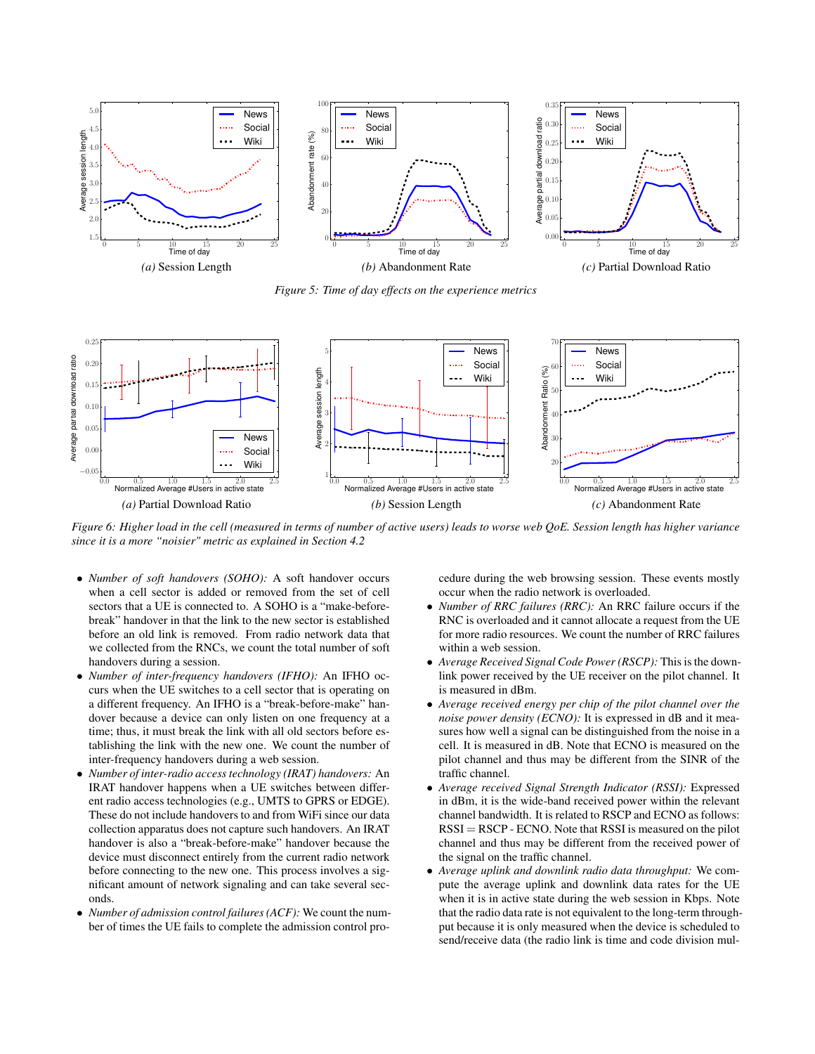*(a)* Session Length

*(b)* Abandonment Rate

*(c)* Partial Download Ratio

*Figure 5: Time of day effects on the experience metrics*

*(a)* Partial Download Ratio

*(b)* Session Length

*(c)* Abandonment Rate

*Figure 6: Higher load in the cell (measured in terms of number of active users) leads to worse web QoE. Session length has higher variance since it is a more "noisier" metric as explained in Section 4.2*

- *Number of soft handovers (SOHO):* A soft handover occurs when a cell sector is added or removed from the set of cell sectors that a UE is connected to. A SOHO is a "make-before-break" handover in that the link to the new sector is established before an old link is removed. From radio network data that we collected from the RNCs, we count the total number of soft handovers during a session.
- *Number of inter-frequency handovers (IFHO):* An IFHO occurs when the UE switches to a cell sector that is operating on a different frequency. An IFHO is a "break-before-make" handover because a device can only listen on one frequency at a time; thus, it must break the link with all old sectors before establishing the link with the new one. We count the number of inter-frequency handovers during a web session.
- *Number of inter-radio access technology (IRAT) handovers:* An IRAT handover happens when a UE switches between different radio access technologies (e.g., UMTS to GPRS or EDGE). These do not include handovers to and from WiFi since our data collection apparatus does not capture such handovers. An IRAT handover is also a "break-before-make" handover because the device must disconnect entirely from the current radio network before connecting to the new one. This process involves a significant amount of network signaling and can take several seconds.
- *Number of admission control failures (ACF):* We count the number of times the UE fails to complete the admission control procedure during the web browsing session. These events mostly occur when the radio network is overloaded.
- *Number of RRC failures (RRC):* An RRC failure occurs if the RNC is overloaded and it cannot allocate a request from the UE for more radio resources. We count the number of RRC failures within a web session.
- *Average Received Signal Code Power (RSCP):* This is the downlink power received by the UE receiver on the pilot channel. It is measured in dBm.
- *Average received energy per chip of the pilot channel over the noise power density (ECNO):* It is expressed in dB and it measures how well a signal can be distinguished from the noise in a cell. It is measured in dB. Note that ECNO is measured on the pilot channel and thus may be different from the SINR of the traffic channel.
- *Average received Signal Strength Indicator (RSSI):* Expressed in dBm, it is the wide-band received power within the relevant channel bandwidth. It is related to RSCP and ECNO as follows: RSSI = RSCP - ECNO. Note that RSSI is measured on the pilot channel and thus may be different from the received power of the signal on the traffic channel.
- *Average uplink and downlink radio data throughput:* We compute the average uplink and downlink data rates for the UE when it is in active state during the web session in Kbps. Note that the radio data rate is not equivalent to the long-term throughput because it is only measured when the device is scheduled to send/receive data (the radio link is time and code division mul-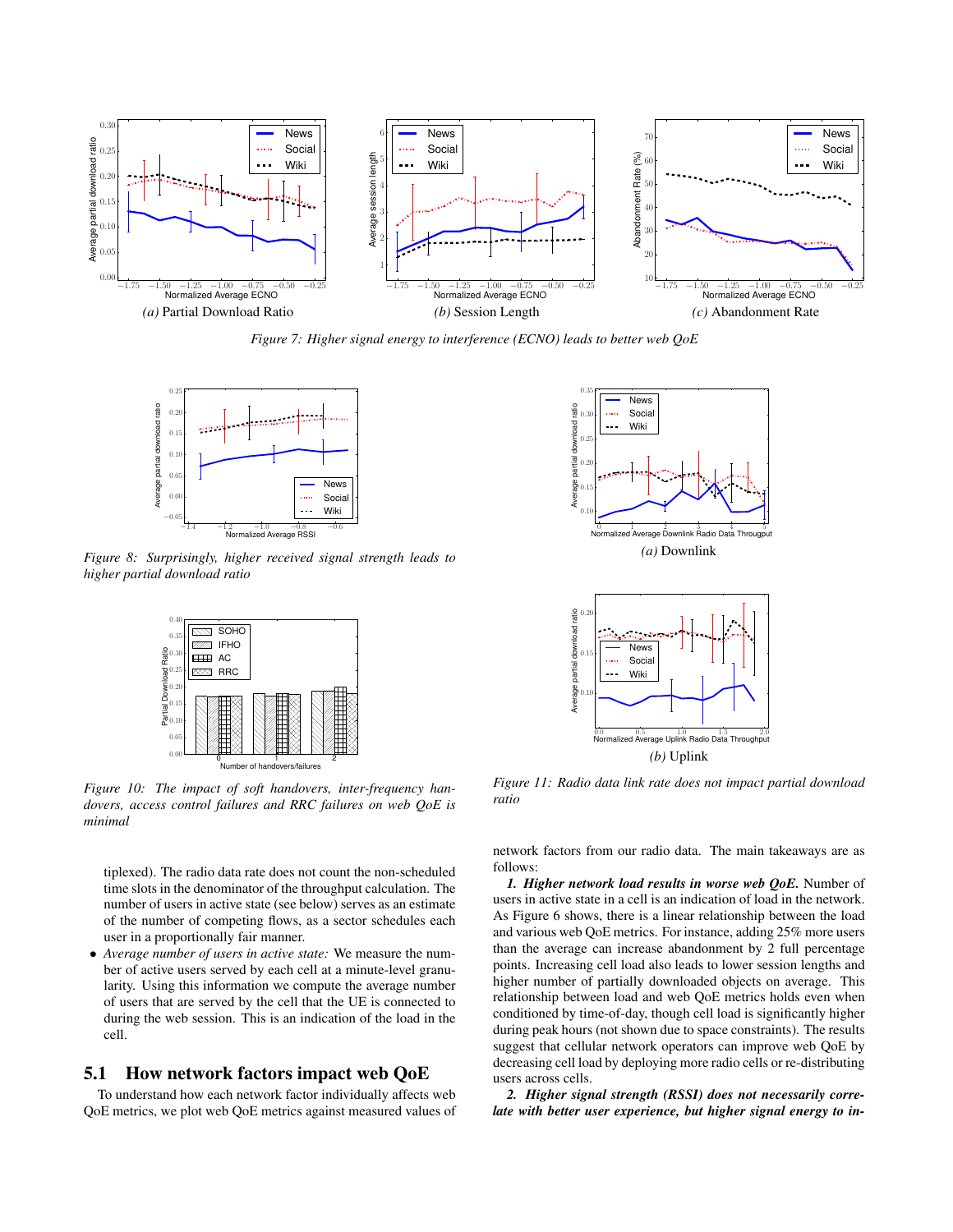*(a)* Partial Download Ratio

*(b)* Session Length

*(c)* Abandonment Rate

*Figure 7: Higher signal energy to interference (ECNO) leads to better web QoE*

*Figure 8: Surprisingly, higher received signal strength leads to higher partial download ratio*

*(a)* Downlink

*(b)* Uplink

*Figure 11: Radio data link rate does not impact partial download ratio*

*Figure 10: The impact of soft handovers, inter-frequency handovers, access control failures and RRC failures on web QoE is minimal*

tiplexed). The radio data rate does not count the non-scheduled time slots in the denominator of the throughput calculation. The number of users in active state (see below) serves as an estimate of the number of competing flows, as a sector schedules each user in a proportionally fair manner.

- *Average number of users in active state:* We measure the number of active users served by each cell at a minute-level granularity. Using this information we compute the average number of users that are served by the cell that the UE is connected to during the web session. This is an indication of the load in the cell.

## 5.1 How network factors impact web QoE

To understand how each network factor individually affects web QoE metrics, we plot web QoE metrics against measured values of network factors from our radio data. The main takeaways are as follows:

***1. Higher network load results in worse web QoE.*** Number of users in active state in a cell is an indication of load in the network. As Figure 6 shows, there is a linear relationship between the load and various web QoE metrics. For instance, adding 25% more users than the average can increase abandonment by 2 full percentage points. Increasing cell load also leads to lower session lengths and higher number of partially downloaded objects on average. This relationship between load and web QoE metrics holds even when conditioned by time-of-day, though cell load is significantly higher during peak hours (not shown due to space constraints). The results suggest that cellular network operators can improve web QoE by decreasing cell load by deploying more radio cells or re-distributing users across cells.

***2. Higher signal strength (RSSI) does not necessarily correlate with better user experience, but higher signal energy to in-***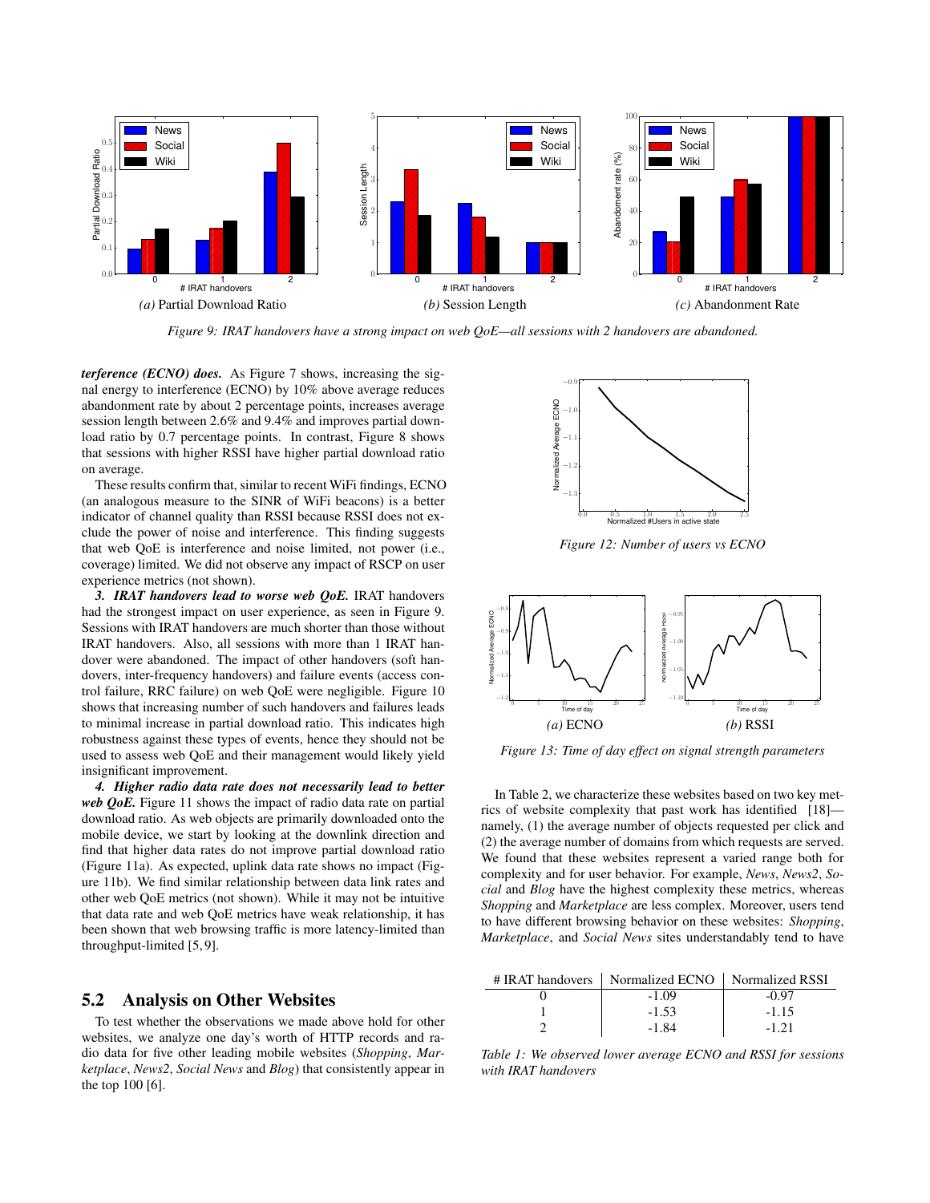*(a)* Partial Download Ratio

*(b)* Session Length

*(c)* Abandonment Rate

*Figure 9: IRAT handovers have a strong impact on web QoE—all sessions with 2 handovers are abandoned.*

***terference (ECNO) does.*** As Figure 7 shows, increasing the signal energy to interference (ECNO) by 10% above average reduces abandonment rate by about 2 percentage points, increases average session length between 2.6% and 9.4% and improves partial download ratio by 0.7 percentage points. In contrast, Figure 8 shows that sessions with higher RSSI have higher partial download ratio on average.

These results confirm that, similar to recent WiFi findings, ECNO (an analogous measure to the SINR of WiFi beacons) is a better indicator of channel quality than RSSI because RSSI does not exclude the power of noise and interference. This finding suggests that web QoE is interference and noise limited, not power (i.e., coverage) limited. We did not observe any impact of RSCP on user experience metrics (not shown).

***3. IRAT handovers lead to worse web QoE.*** IRAT handovers had the strongest impact on user experience, as seen in Figure 9. Sessions with IRAT handovers are much shorter than those without IRAT handovers. Also, all sessions with more than 1 IRAT handover were abandoned. The impact of other handovers (soft handovers, inter-frequency handovers) and failure events (access control failure, RRC failure) on web QoE were negligible. Figure 10 shows that increasing number of such handovers and failures leads to minimal increase in partial download ratio. This indicates high robustness against these types of events, hence they should not be used to assess web QoE and their management would likely yield insignificant improvement.

***4. Higher radio data rate does not necessarily lead to better web QoE.*** Figure 11 shows the impact of radio data rate on partial download ratio. As web objects are primarily downloaded onto the mobile device, we start by looking at the downlink direction and find that higher data rates do not improve partial download ratio (Figure 11a). As expected, uplink data rate shows no impact (Figure 11b). We find similar relationship between data link rates and other web QoE metrics (not shown). While it may not be intuitive that data rate and web QoE metrics have weak relationship, it has been shown that web browsing traffic is more latency-limited than throughput-limited [5, 9].

## 5.2 Analysis on Other Websites

To test whether the observations we made above hold for other websites, we analyze one day's worth of HTTP records and radio data for five other leading mobile websites (*Shopping*, *Marketplace*, *News2*, *Social News* and *Blog*) that consistently appear in the top 100 [6].

*Figure 12: Number of users vs ECNO*

*(a)* ECNO

*(b)* RSSI

*Figure 13: Time of day effect on signal strength parameters*

In Table 2, we characterize these websites based on two key metrics of website complexity that past work has identified [18]—namely, (1) the average number of objects requested per click and (2) the average number of domains from which requests are served. We found that these websites represent a varied range both for complexity and for user behavior. For example, *News*, *News2*, *Social* and *Blog* have the highest complexity these metrics, whereas *Shopping* and *Marketplace* are less complex. Moreover, users tend to have different browsing behavior on these websites: *Shopping*, *Marketplace*, and *Social News* sites understandably tend to have

| # IRAT handovers | Normalized ECNO | Normalized RSSI |
|---|---|---|
| 0 | -1.09 | -0.97 |
| 1 | -1.53 | -1.15 |
| 2 | -1.84 | -1.21 |

*Table 1: We observed lower average ECNO and RSSI for sessions with IRAT handovers*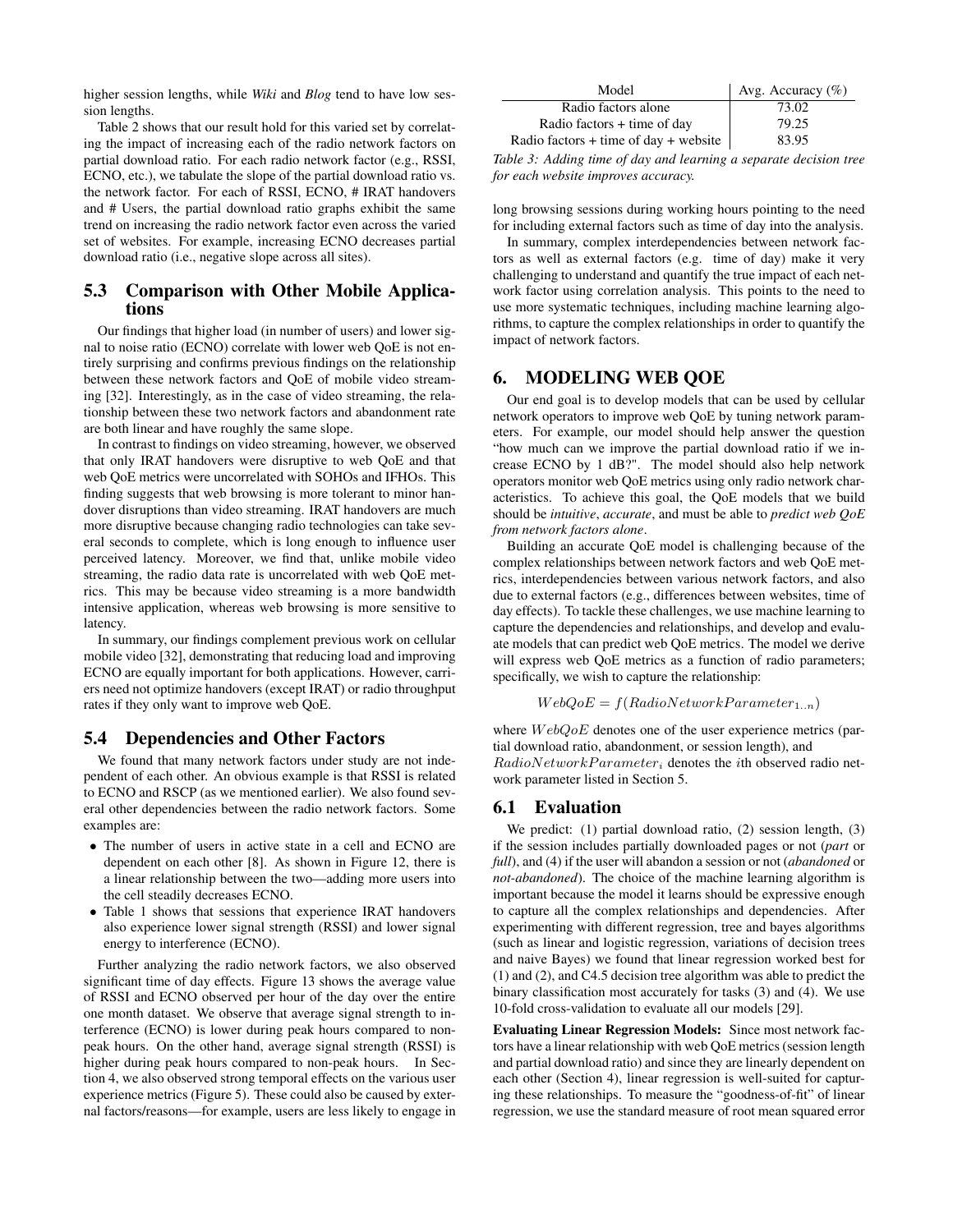higher session lengths, while *Wiki* and *Blog* tend to have low session lengths.

Table 2 shows that our result hold for this varied set by correlating the impact of increasing each of the radio network factors on partial download ratio. For each radio network factor (e.g., RSSI, ECNO, etc.), we tabulate the slope of the partial download ratio vs. the network factor. For each of RSSI, ECNO, # IRAT handovers and # Users, the partial download ratio graphs exhibit the same trend on increasing the radio network factor even across the varied set of websites. For example, increasing ECNO decreases partial download ratio (i.e., negative slope across all sites).

## 5.3 Comparison with Other Mobile Applications

Our findings that higher load (in number of users) and lower signal to noise ratio (ECNO) correlate with lower web QoE is not entirely surprising and confirms previous findings on the relationship between these network factors and QoE of mobile video streaming [32]. Interestingly, as in the case of video streaming, the relationship between these two network factors and abandonment rate are both linear and have roughly the same slope.

In contrast to findings on video streaming, however, we observed that only IRAT handovers were disruptive to web QoE and that web QoE metrics were uncorrelated with SOHOs and IFHOs. This finding suggests that web browsing is more tolerant to minor handover disruptions than video streaming. IRAT handovers are much more disruptive because changing radio technologies can take several seconds to complete, which is long enough to influence user perceived latency. Moreover, we find that, unlike mobile video streaming, the radio data rate is uncorrelated with web QoE metrics. This may be because video streaming is a more bandwidth intensive application, whereas web browsing is more sensitive to latency.

In summary, our findings complement previous work on cellular mobile video [32], demonstrating that reducing load and improving ECNO are equally important for both applications. However, carriers need not optimize handovers (except IRAT) or radio throughput rates if they only want to improve web QoE.

## 5.4 Dependencies and Other Factors

We found that many network factors under study are not independent of each other. An obvious example is that RSSI is related to ECNO and RSCP (as we mentioned earlier). We also found several other dependencies between the radio network factors. Some examples are:

- The number of users in active state in a cell and ECNO are dependent on each other [8]. As shown in Figure 12, there is a linear relationship between the two—adding more users into the cell steadily decreases ECNO.
- Table 1 shows that sessions that experience IRAT handovers also experience lower signal strength (RSSI) and lower signal energy to interference (ECNO).

Further analyzing the radio network factors, we also observed significant time of day effects. Figure 13 shows the average value of RSSI and ECNO observed per hour of the day over the entire one month dataset. We observe that average signal strength to interference (ECNO) is lower during peak hours compared to non-peak hours. On the other hand, average signal strength (RSSI) is higher during peak hours compared to non-peak hours. In Section 4, we also observed strong temporal effects on the various user experience metrics (Figure 5). These could also be caused by external factors/reasons—for example, users are less likely to engage in long browsing sessions during working hours pointing to the need for including external factors such as time of day into the analysis.

| Model | Avg. Accuracy (%) |
|---|---|
| Radio factors alone | 73.02 |
| Radio factors + time of day | 79.25 |
| Radio factors + time of day + website | 83.95 |

*Table 3: Adding time of day and learning a separate decision tree for each website improves accuracy.*

In summary, complex interdependencies between network factors as well as external factors (e.g. time of day) make it very challenging to understand and quantify the true impact of each network factor using correlation analysis. This points to the need to use more systematic techniques, including machine learning algorithms, to capture the complex relationships in order to quantify the impact of network factors.

# 6. MODELING WEB QOE

Our end goal is to develop models that can be used by cellular network operators to improve web QoE by tuning network parameters. For example, our model should help answer the question "how much can we improve the partial download ratio if we increase ECNO by 1 dB?". The model should also help network operators monitor web QoE metrics using only radio network characteristics. To achieve this goal, the QoE models that we build should be *intuitive*, *accurate*, and must be able to *predict web QoE from network factors alone*.

Building an accurate QoE model is challenging because of the complex relationships between network factors and web QoE metrics, interdependencies between various network factors, and also due to external factors (e.g., differences between websites, time of day effects). To tackle these challenges, we use machine learning to capture the dependencies and relationships, and develop and evaluate models that can predict web QoE metrics. The model we derive will express web QoE metrics as a function of radio parameters; specifically, we wish to capture the relationship:

$$WebQoE = f(RadioNetworkParameter_{1..n})$$

where $WebQoE$ denotes one of the user experience metrics (partial download ratio, abandonment, or session length), and $RadioNetworkParameter_i$ denotes the $i$th observed radio network parameter listed in Section 5.

## 6.1 Evaluation

We predict: (1) partial download ratio, (2) session length, (3) if the session includes partially downloaded pages or not (*part* or *full*), and (4) if the user will abandon a session or not (*abandoned* or *not-abandoned*). The choice of the machine learning algorithm is important because the model it learns should be expressive enough to capture all the complex relationships and dependencies. After experimenting with different regression, tree and bayes algorithms (such as linear and logistic regression, variations of decision trees and naive Bayes) we found that linear regression worked best for (1) and (2), and C4.5 decision tree algorithm was able to predict the binary classification most accurately for tasks (3) and (4). We use 10-fold cross-validation to evaluate all our models [29].

**Evaluating Linear Regression Models:** Since most network factors have a linear relationship with web QoE metrics (session length and partial download ratio) and since they are linearly dependent on each other (Section 4), linear regression is well-suited for capturing these relationships. To measure the "goodness-of-fit" of linear regression, we use the standard measure of root mean squared error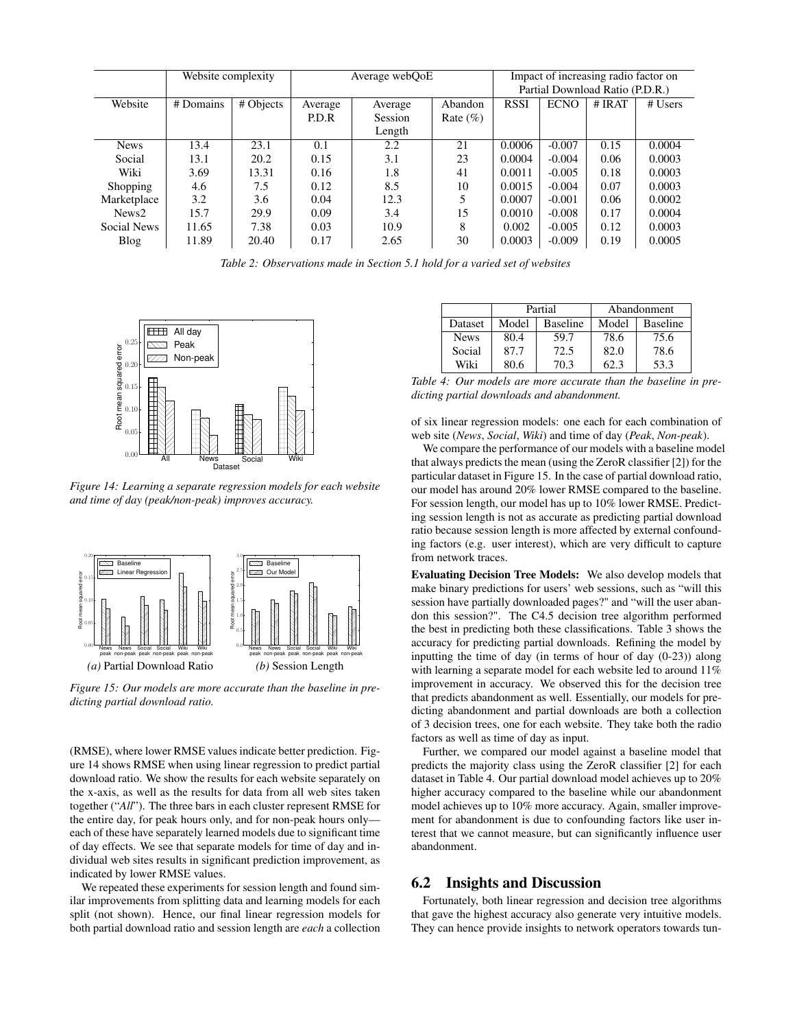| Website | Website complexity | | Average webQoE | | | Impact of increasing radio factor on Partial Download Ratio (P.D.R.) | | | |
|---|---|---|---|---|---|---|---|---|---|
| | # Domains | # Objects | Average P.D.R | Average Session Length | Abandon Rate (%) | RSSI | ECNO | # IRAT | # Users |
| News | 13.4 | 23.1 | 0.1 | 2.2 | 21 | 0.0006 | -0.007 | 0.15 | 0.0004 |
| Social | 13.1 | 20.2 | 0.15 | 3.1 | 23 | 0.0004 | -0.004 | 0.06 | 0.0003 |
| Wiki | 3.69 | 13.31 | 0.16 | 1.8 | 41 | 0.0011 | -0.005 | 0.18 | 0.0003 |
| Shopping | 4.6 | 7.5 | 0.12 | 8.5 | 10 | 0.0015 | -0.004 | 0.07 | 0.0003 |
| Marketplace | 3.2 | 3.6 | 0.04 | 12.3 | 5 | 0.0007 | -0.001 | 0.06 | 0.0002 |
| News2 | 15.7 | 29.9 | 0.09 | 3.4 | 15 | 0.0010 | -0.008 | 0.17 | 0.0004 |
| Social News | 11.65 | 7.38 | 0.03 | 10.9 | 8 | 0.002 | -0.005 | 0.12 | 0.0003 |
| Blog | 11.89 | 20.40 | 0.17 | 2.65 | 30 | 0.0003 | -0.009 | 0.19 | 0.0005 |

*Table 2: Observations made in Section 5.1 hold for a varied set of websites*

*Figure 14: Learning a separate regression models for each website and time of day (peak/non-peak) improves accuracy.*

*(a) Partial Download Ratio* *(b) Session Length*

*Figure 15: Our models are more accurate than the baseline in predicting partial download ratio.*

(RMSE), where lower RMSE values indicate better prediction. Figure 14 shows RMSE when using linear regression to predict partial download ratio. We show the results for each website separately on the x-axis, as well as the results for data from all web sites taken together ("*All*"). The three bars in each cluster represent RMSE for the entire day, for peak hours only, and for non-peak hours only—each of these have separately learned models due to significant time of day effects. We see that separate models for time of day and individual web sites results in significant prediction improvement, as indicated by lower RMSE values.

We repeated these experiments for session length and found similar improvements from splitting data and learning models for each split (not shown). Hence, our final linear regression models for both partial download ratio and session length are *each* a collection of six linear regression models: one each for each combination of web site (*News*, *Social*, *Wiki*) and time of day (*Peak*, *Non-peak*).

| Dataset | Partial | | Abandonment | |
|---|---|---|---|---|
| | Model | Baseline | Model | Baseline |
| News | 80.4 | 59.7 | 78.6 | 75.6 |
| Social | 87.7 | 72.5 | 82.0 | 78.6 |
| Wiki | 80.6 | 70.3 | 62.3 | 53.3 |

*Table 4: Our models are more accurate than the baseline in predicting partial downloads and abandonment.*

We compare the performance of our models with a baseline model that always predicts the mean (using the ZeroR classifier [2]) for the particular dataset in Figure 15. In the case of partial download ratio, our model has around 20% lower RMSE compared to the baseline. For session length, our model has up to 10% lower RMSE. Predicting session length is not as accurate as predicting partial download ratio because session length is more affected by external confounding factors (e.g. user interest), which are very difficult to capture from network traces.

**Evaluating Decision Tree Models:** We also develop models that make binary predictions for users' web sessions, such as "will this session have partially downloaded pages?" and "will the user abandon this session?". The C4.5 decision tree algorithm performed the best in predicting both these classifications. Table 3 shows the accuracy for predicting partial downloads. Refining the model by inputting the time of day (in terms of hour of day (0-23)) along with learning a separate model for each website led to around 11% improvement in accuracy. We observed this for the decision tree that predicts abandonment as well. Essentially, our models for predicting abandonment and partial downloads are both a collection of 3 decision trees, one for each website. They take both the radio factors as well as time of day as input.

Further, we compared our model against a baseline model that predicts the majority class using the ZeroR classifier [2] for each dataset in Table 4. Our partial download model achieves up to 20% higher accuracy compared to the baseline while our abandonment model achieves up to 10% more accuracy. Again, smaller improvement for abandonment is due to confounding factors like user interest that we cannot measure, but can significantly influence user abandonment.

## 6.2 Insights and Discussion

Fortunately, both linear regression and decision tree algorithms that gave the highest accuracy also generate very intuitive models. They can hence provide insights to network operators towards tun-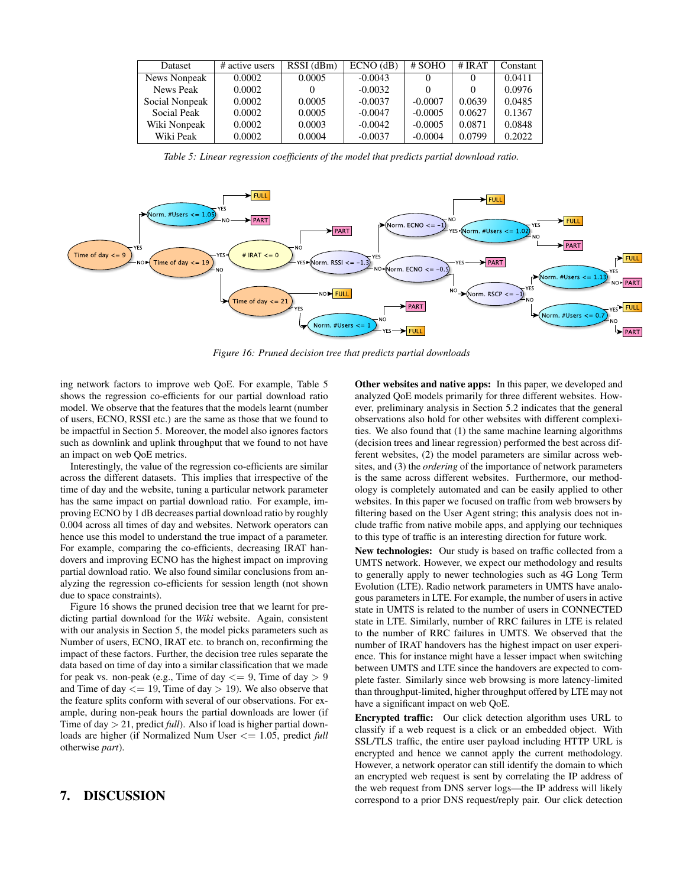| Dataset | # active users | RSSI (dBm) | ECNO (dB) | # SOHO | # IRAT | Constant |
|---|---|---|---|---|---|---|
| News Nonpeak | 0.0002 | 0.0005 | -0.0043 | 0 | 0 | 0.0411 |
| News Peak | 0.0002 | 0 | -0.0032 | 0 | 0 | 0.0976 |
| Social Nonpeak | 0.0002 | 0.0005 | -0.0037 | -0.0007 | 0.0639 | 0.0485 |
| Social Peak | 0.0002 | 0.0005 | -0.0047 | -0.0005 | 0.0627 | 0.1367 |
| Wiki Nonpeak | 0.0002 | 0.0003 | -0.0042 | -0.0005 | 0.0871 | 0.0848 |
| Wiki Peak | 0.0002 | 0.0004 | -0.0037 | -0.0004 | 0.0799 | 0.2022 |

*Table 5: Linear regression coefficients of the model that predicts partial download ratio.*

*Figure 16: Pruned decision tree that predicts partial downloads*

ing network factors to improve web QoE. For example, Table 5 shows the regression co-efficients for our partial download ratio model. We observe that the features that the models learnt (number of users, ECNO, RSSI etc.) are the same as those that we found to be impactful in Section 5. Moreover, the model also ignores factors such as downlink and uplink throughput that we found to not have an impact on web QoE metrics.

Interestingly, the value of the regression co-efficients are similar across the different datasets. This implies that irrespective of the time of day and the website, tuning a particular network parameter has the same impact on partial download ratio. For example, improving ECNO by 1 dB decreases partial download ratio by roughly 0.004 across all times of day and websites. Network operators can hence use this model to understand the true impact of a parameter. For example, comparing the co-efficients, decreasing IRAT handovers and improving ECNO has the highest impact on improving partial download ratio. We also found similar conclusions from analyzing the regression co-efficients for session length (not shown due to space constraints).

Figure 16 shows the pruned decision tree that we learnt for predicting partial download for the *Wiki* website. Again, consistent with our analysis in Section 5, the model picks parameters such as Number of users, ECNO, IRAT etc. to branch on, reconfirming the impact of these factors. Further, the decision tree rules separate the data based on time of day into a similar classification that we made for peak vs. non-peak (e.g., Time of day $<= 9$, Time of day $> 9$ and Time of day $<= 19$, Time of day $> 19$). We also observe that the feature splits conform with several of our observations. For example, during non-peak hours the partial downloads are lower (if Time of day $> 21$, predict *full*). Also if load is higher partial downloads are higher (if Normalized Num User $<= 1.05$, predict *full* otherwise *part*).

## 7. DISCUSSION

**Other websites and native apps:** In this paper, we developed and analyzed QoE models primarily for three different websites. However, preliminary analysis in Section 5.2 indicates that the general observations also hold for other websites with different complexities. We also found that (1) the same machine learning algorithms (decision trees and linear regression) performed the best across different websites, (2) the model parameters are similar across websites, and (3) the *ordering* of the importance of network parameters is the same across different websites. Furthermore, our methodology is completely automated and can be easily applied to other websites. In this paper we focused on traffic from web browsers by filtering based on the User Agent string; this analysis does not include traffic from native mobile apps, and applying our techniques to this type of traffic is an interesting direction for future work.

**New technologies:** Our study is based on traffic collected from a UMTS network. However, we expect our methodology and results to generally apply to newer technologies such as 4G Long Term Evolution (LTE). Radio network parameters in UMTS have analogous parameters in LTE. For example, the number of users in active state in UMTS is related to the number of users in CONNECTED state in LTE. Similarly, number of RRC failures in LTE is related to the number of RRC failures in UMTS. We observed that the number of IRAT handovers has the highest impact on user experience. This for instance might have a lesser impact when switching between UMTS and LTE since the handovers are expected to complete faster. Similarly since web browsing is more latency-limited than throughput-limited, higher throughput offered by LTE may not have a significant impact on web QoE.

**Encrypted traffic:** Our click detection algorithm uses URL to classify if a web request is a click or an embedded object. With SSL/TLS traffic, the entire user payload including HTTP URL is encrypted and hence we cannot apply the current methodology. However, a network operator can still identify the domain to which an encrypted web request is sent by correlating the IP address of the web request from DNS server logs—the IP address will likely correspond to a prior DNS request/reply pair. Our click detection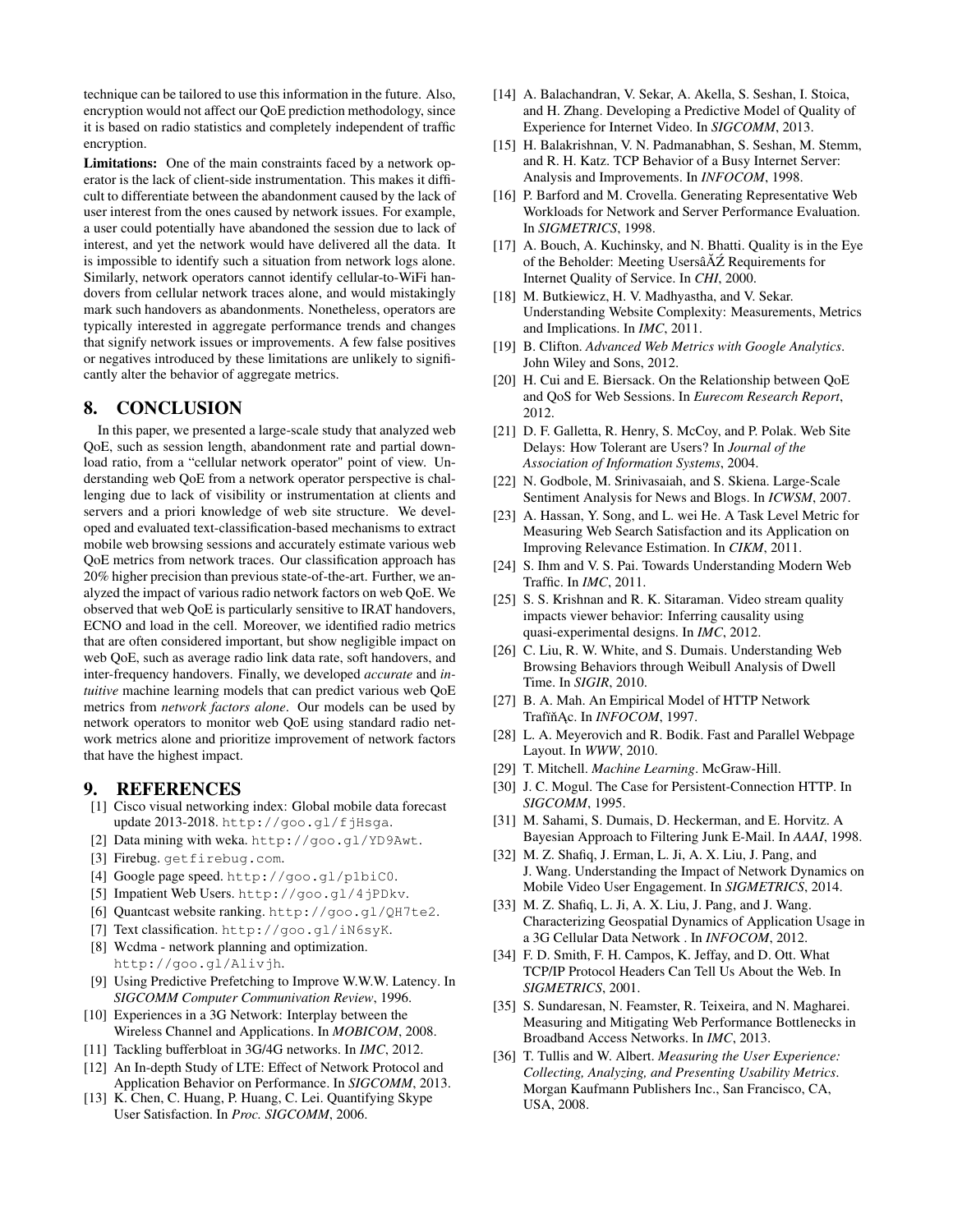technique can be tailored to use this information in the future. Also, encryption would not affect our QoE prediction methodology, since it is based on radio statistics and completely independent of traffic encryption.

**Limitations:** One of the main constraints faced by a network operator is the lack of client-side instrumentation. This makes it difficult to differentiate between the abandonment caused by the lack of user interest from the ones caused by network issues. For example, a user could potentially have abandoned the session due to lack of interest, and yet the network would have delivered all the data. It is impossible to identify such a situation from network logs alone. Similarly, network operators cannot identify cellular-to-WiFi handovers from cellular network traces alone, and would mistakingly mark such handovers as abandonments. Nonetheless, operators are typically interested in aggregate performance trends and changes that signify network issues or improvements. A few false positives or negatives introduced by these limitations are unlikely to significantly alter the behavior of aggregate metrics.

## 8. CONCLUSION

In this paper, we presented a large-scale study that analyzed web QoE, such as session length, abandonment rate and partial download ratio, from a "cellular network operator" point of view. Understanding web QoE from a network operator perspective is challenging due to lack of visibility or instrumentation at clients and servers and a priori knowledge of web site structure. We developed and evaluated text-classification-based mechanisms to extract mobile web browsing sessions and accurately estimate various web QoE metrics from network traces. Our classification approach has 20% higher precision than previous state-of-the-art. Further, we analyzed the impact of various radio network factors on web QoE. We observed that web QoE is particularly sensitive to IRAT handovers, ECNO and load in the cell. Moreover, we identified radio metrics that are often considered important, but show negligible impact on web QoE, such as average radio link data rate, soft handovers, and inter-frequency handovers. Finally, we developed *accurate* and *intuitive* machine learning models that can predict various web QoE metrics from *network factors alone*. Our models can be used by network operators to monitor web QoE using standard radio network metrics alone and prioritize improvement of network factors that have the highest impact.

## 9. REFERENCES

[1] Cisco visual networking index: Global mobile data forecast update 2013-2018. `http://goo.gl/fjHsga`.

[2] Data mining with weka. `http://goo.gl/YD9Awt`.

[3] Firebug. `getfirebug.com`.

[4] Google page speed. `http://goo.gl/p1biC0`.

[5] Impatient Web Users. `http://goo.gl/4jPDkv`.

[6] Quantcast website ranking. `http://goo.gl/QH7te2`.

[7] Text classification. `http://goo.gl/iN6syK`.

[8] Wcdma - network planning and optimization. `http://goo.gl/Alivjh`.

[9] Using Predictive Prefetching to Improve W.W.W. Latency. In *SIGCOMM Computer Communivation Review*, 1996.

[10] Experiences in a 3G Network: Interplay between the Wireless Channel and Applications. In *MOBICOM*, 2008.

[11] Tackling bufferbloat in 3G/4G networks. In *IMC*, 2012.

[12] An In-depth Study of LTE: Effect of Network Protocol and Application Behavior on Performance. In *SIGCOMM*, 2013.

[13] K. Chen, C. Huang, P. Huang, C. Lei. Quantifying Skype User Satisfaction. In *Proc. SIGCOMM*, 2006.

[14] A. Balachandran, V. Sekar, A. Akella, S. Seshan, I. Stoica, and H. Zhang. Developing a Predictive Model of Quality of Experience for Internet Video. In *SIGCOMM*, 2013.

[15] H. Balakrishnan, V. N. Padmanabhan, S. Seshan, M. Stemm, and R. H. Katz. TCP Behavior of a Busy Internet Server: Analysis and Improvements. In *INFOCOM*, 1998.

[16] P. Barford and M. Crovella. Generating Representative Web Workloads for Network and Server Performance Evaluation. In *SIGMETRICS*, 1998.

[17] A. Bouch, A. Kuchinsky, and N. Bhatti. Quality is in the Eye of the Beholder: Meeting UsersâĂŹ Requirements for Internet Quality of Service. In *CHI*, 2000.

[18] M. Butkiewicz, H. V. Madhyastha, and V. Sekar. Understanding Website Complexity: Measurements, Metrics and Implications. In *IMC*, 2011.

[19] B. Clifton. *Advanced Web Metrics with Google Analytics*. John Wiley and Sons, 2012.

[20] H. Cui and E. Biersack. On the Relationship between QoE and QoS for Web Sessions. In *Eurecom Research Report*, 2012.

[21] D. F. Galletta, R. Henry, S. McCoy, and P. Polak. Web Site Delays: How Tolerant are Users? In *Journal of the Association of Information Systems*, 2004.

[22] N. Godbole, M. Srinivasaiah, and S. Skiena. Large-Scale Sentiment Analysis for News and Blogs. In *ICWSM*, 2007.

[23] A. Hassan, Y. Song, and L. wei He. A Task Level Metric for Measuring Web Search Satisfaction and its Application on Improving Relevance Estimation. In *CIKM*, 2011.

[24] S. Ihm and V. S. Pai. Towards Understanding Modern Web Traffic. In *IMC*, 2011.

[25] S. S. Krishnan and R. K. Sitaraman. Video stream quality impacts viewer behavior: Inferring causality using quasi-experimental designs. In *IMC*, 2012.

[26] C. Liu, R. W. White, and S. Dumais. Understanding Web Browsing Behaviors through Weibull Analysis of Dwell Time. In *SIGIR*, 2010.

[27] B. A. Mah. An Empirical Model of HTTP Network TrafiňAc. In *INFOCOM*, 1997.

[28] L. A. Meyerovich and R. Bodik. Fast and Parallel Webpage Layout. In *WWW*, 2010.

[29] T. Mitchell. *Machine Learning*. McGraw-Hill.

[30] J. C. Mogul. The Case for Persistent-Connection HTTP. In *SIGCOMM*, 1995.

[31] M. Sahami, S. Dumais, D. Heckerman, and E. Horvitz. A Bayesian Approach to Filtering Junk E-Mail. In *AAAI*, 1998.

[32] M. Z. Shafiq, J. Erman, L. Ji, A. X. Liu, J. Pang, and J. Wang. Understanding the Impact of Network Dynamics on Mobile Video User Engagement. In *SIGMETRICS*, 2014.

[33] M. Z. Shafiq, L. Ji, A. X. Liu, J. Pang, and J. Wang. Characterizing Geospatial Dynamics of Application Usage in a 3G Cellular Data Network . In *INFOCOM*, 2012.

[34] F. D. Smith, F. H. Campos, K. Jeffay, and D. Ott. What TCP/IP Protocol Headers Can Tell Us About the Web. In *SIGMETRICS*, 2001.

[35] S. Sundaresan, N. Feamster, R. Teixeira, and N. Magharei. Measuring and Mitigating Web Performance Bottlenecks in Broadband Access Networks. In *IMC*, 2013.

[36] T. Tullis and W. Albert. *Measuring the User Experience: Collecting, Analyzing, and Presenting Usability Metrics*. Morgan Kaufmann Publishers Inc., San Francisco, CA, USA, 2008.